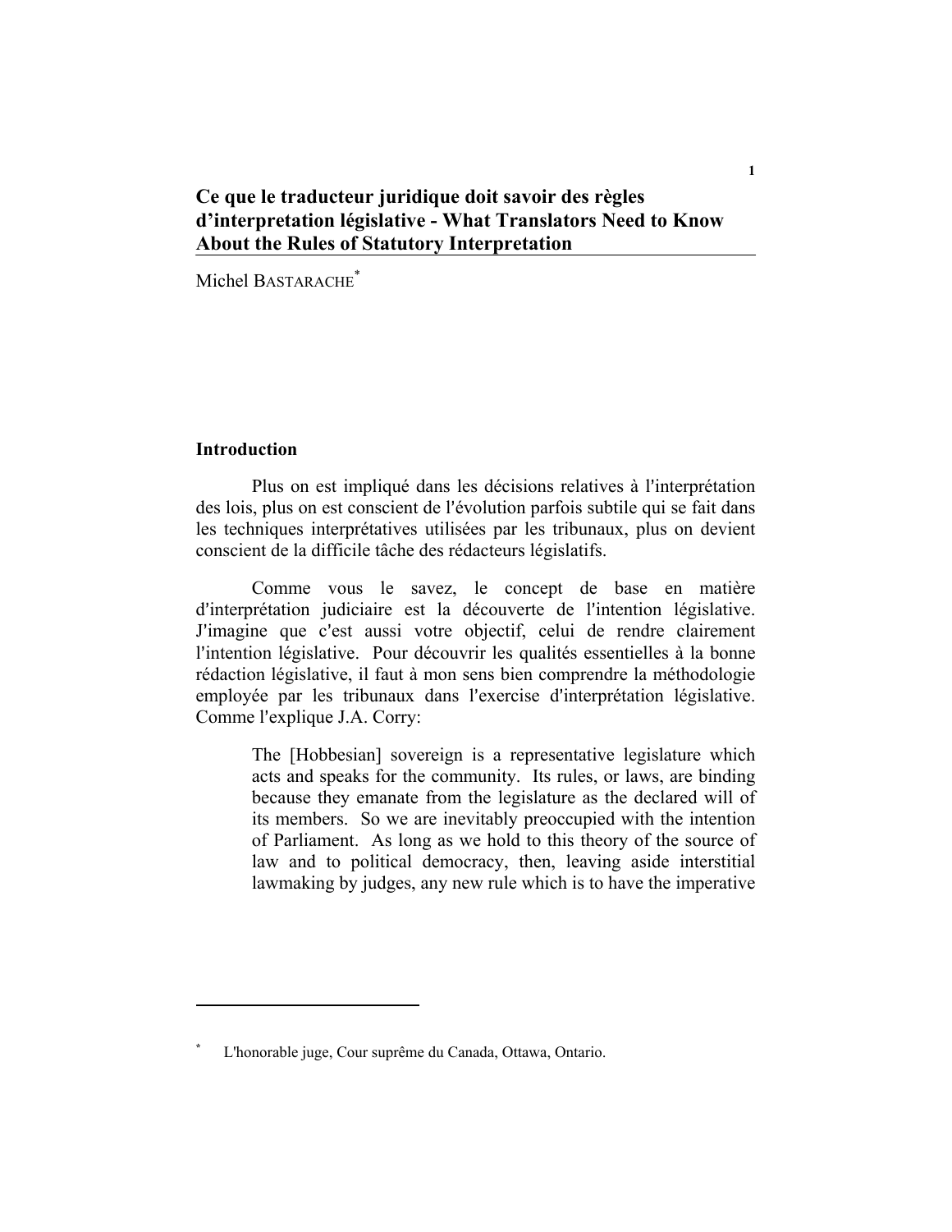# Ce que le traducteur juridique doit savoir des règles d'interpretation législative - What Translators Need to Know About the Rules of Statutory Interpretation

Michel BASTARACHE[*]

## Introduction

Plus on est impliqué dans les décisions relatives à l'interprétation des lois, plus on est conscient de l'évolution parfois subtile qui se fait dans les techniques interprétatives utilisées par les tribunaux, plus on devient conscient de la difficile tâche des rédacteurs législatifs.

Comme vous le savez, le concept de base en matière d'interprétation judiciaire est la découverte de l'intention législative. J'imagine que c'est aussi votre objectif, celui de rendre clairement l'intention législative. Pour découvrir les qualités essentielles à la bonne rédaction législative, il faut à mon sens bien comprendre la méthodologie employée par les tribunaux dans l'exercice d'interprétation législative. Comme l'explique J.A. Corry:

> The [Hobbesian] sovereign is a representative legislature which acts and speaks for the community. Its rules, or laws, are binding because they emanate from the legislature as the declared will of its members. So we are inevitably preoccupied with the intention of Parliament. As long as we hold to this theory of the source of law and to political democracy, then, leaving aside interstitial lawmaking by judges, any new rule which is to have the imperative

---

[*] L'honorable juge, Cour suprême du Canada, Ottawa, Ontario.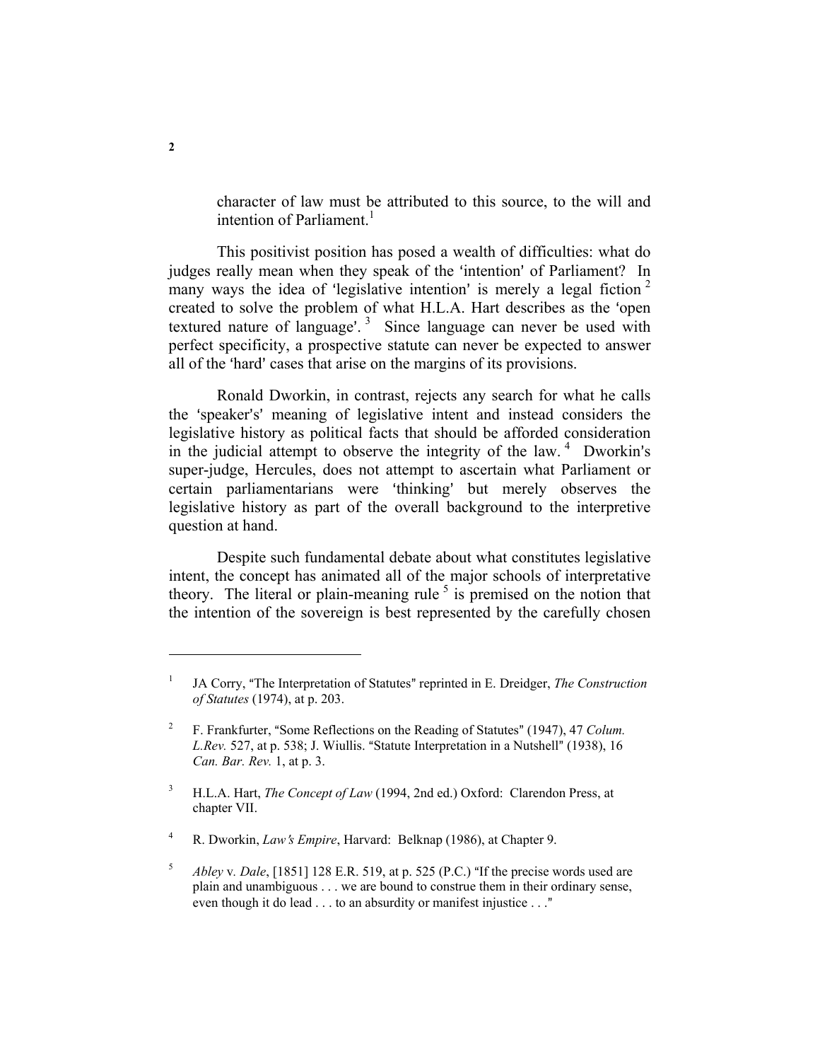> character of law must be attributed to this source, to the will and intention of Parliament.[1]

This positivist position has posed a wealth of difficulties: what do judges really mean when they speak of the 'intention' of Parliament? In many ways the idea of 'legislative intention' is merely a legal fiction[2] created to solve the problem of what H.L.A. Hart describes as the 'open textured nature of language'.[3] Since language can never be used with perfect specificity, a prospective statute can never be expected to answer all of the 'hard' cases that arise on the margins of its provisions.

Ronald Dworkin, in contrast, rejects any search for what he calls the 'speaker's' meaning of legislative intent and instead considers the legislative history as political facts that should be afforded consideration in the judicial attempt to observe the integrity of the law.[4] Dworkin's super-judge, Hercules, does not attempt to ascertain what Parliament or certain parliamentarians were 'thinking' but merely observes the legislative history as part of the overall background to the interpretive question at hand.

Despite such fundamental debate about what constitutes legislative intent, the concept has animated all of the major schools of interpretative theory. The literal or plain-meaning rule[5] is premised on the notion that the intention of the sovereign is best represented by the carefully chosen

---

[1] JA Corry, "The Interpretation of Statutes" reprinted in E. Dreidger, *The Construction of Statutes* (1974), at p. 203.

[2] F. Frankfurter, "Some Reflections on the Reading of Statutes" (1947), 47 *Colum. L.Rev.* 527, at p. 538; J. Wiullis. "Statute Interpretation in a Nutshell" (1938), 16 *Can. Bar. Rev.* 1, at p. 3.

[3] H.L.A. Hart, *The Concept of Law* (1994, 2nd ed.) Oxford: Clarendon Press, at chapter VII.

[4] R. Dworkin, *Law's Empire*, Harvard: Belknap (1986), at Chapter 9.

[5] *Abley* v. *Dale*, [1851] 128 E.R. 519, at p. 525 (P.C.) "If the precise words used are plain and unambiguous . . . we are bound to construe them in their ordinary sense, even though it do lead . . . to an absurdity or manifest injustice . . ."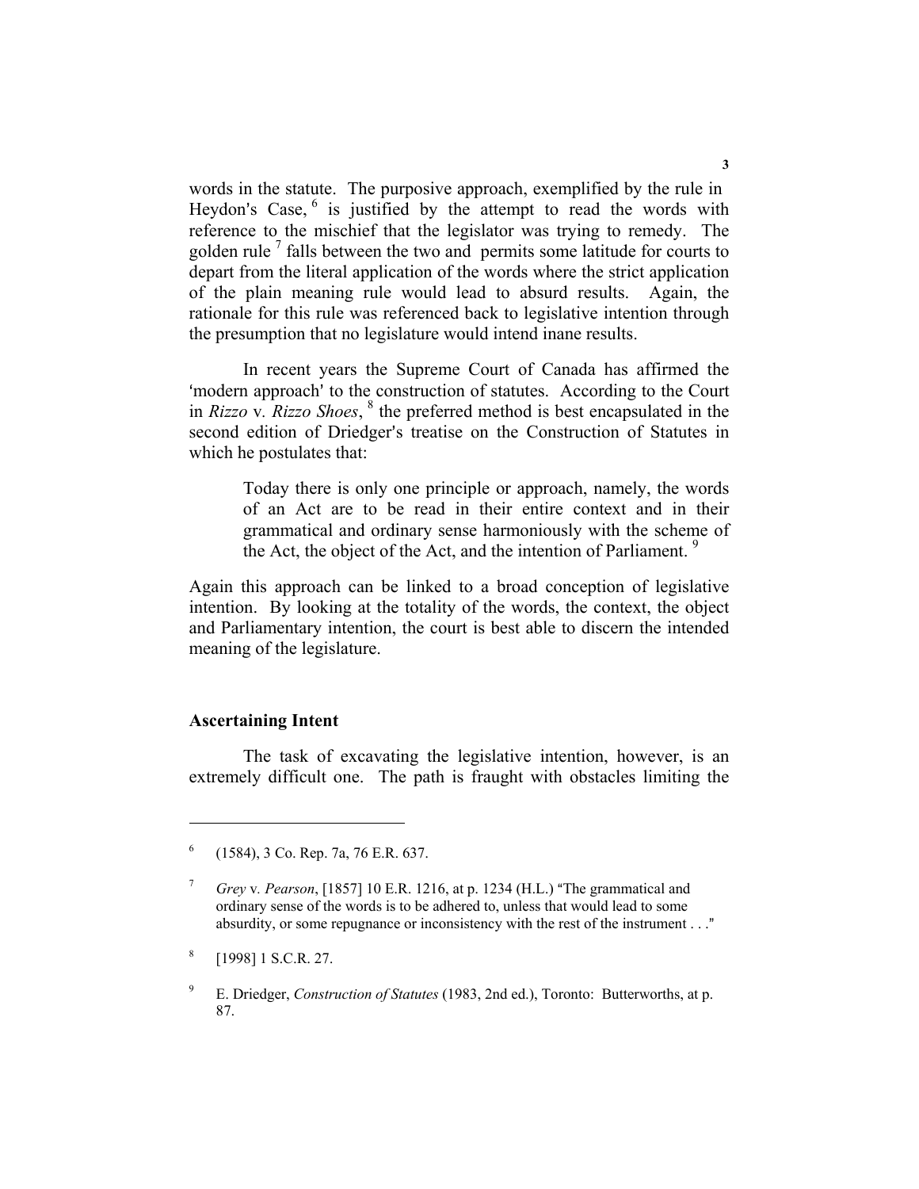words in the statute. The purposive approach, exemplified by the rule in Heydon's Case, [6] is justified by the attempt to read the words with reference to the mischief that the legislator was trying to remedy. The golden rule [7] falls between the two and permits some latitude for courts to depart from the literal application of the words where the strict application of the plain meaning rule would lead to absurd results. Again, the rationale for this rule was referenced back to legislative intention through the presumption that no legislature would intend inane results.

In recent years the Supreme Court of Canada has affirmed the 'modern approach' to the construction of statutes. According to the Court in *Rizzo* v. *Rizzo Shoes*, [8] the preferred method is best encapsulated in the second edition of Driedger's treatise on the Construction of Statutes in which he postulates that:

> Today there is only one principle or approach, namely, the words of an Act are to be read in their entire context and in their grammatical and ordinary sense harmoniously with the scheme of the Act, the object of the Act, and the intention of Parliament. [9]

Again this approach can be linked to a broad conception of legislative intention. By looking at the totality of the words, the context, the object and Parliamentary intention, the court is best able to discern the intended meaning of the legislature.

## Ascertaining Intent

The task of excavating the legislative intention, however, is an extremely difficult one. The path is fraught with obstacles limiting the

---

[6] (1584), 3 Co. Rep. 7a, 76 E.R. 637.

[7] *Grey* v. *Pearson*, [1857] 10 E.R. 1216, at p. 1234 (H.L.) "The grammatical and ordinary sense of the words is to be adhered to, unless that would lead to some absurdity, or some repugnance or inconsistency with the rest of the instrument . . ."

[8] [1998] 1 S.C.R. 27.

[9] E. Driedger, *Construction of Statutes* (1983, 2nd ed.), Toronto: Butterworths, at p. 87.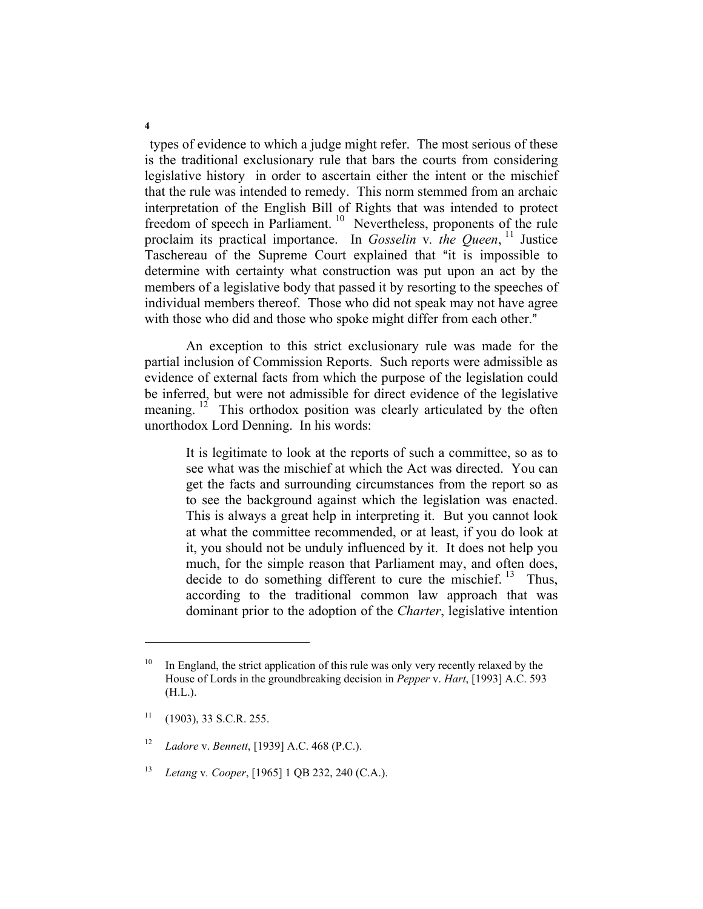types of evidence to which a judge might refer. The most serious of these is the traditional exclusionary rule that bars the courts from considering legislative history in order to ascertain either the intent or the mischief that the rule was intended to remedy. This norm stemmed from an archaic interpretation of the English Bill of Rights that was intended to protect freedom of speech in Parliament.[10] Nevertheless, proponents of the rule proclaim its practical importance. In *Gosselin* v. *the Queen*,[11] Justice Taschereau of the Supreme Court explained that "it is impossible to determine with certainty what construction was put upon an act by the members of a legislative body that passed it by resorting to the speeches of individual members thereof. Those who did not speak may not have agree with those who did and those who spoke might differ from each other."

An exception to this strict exclusionary rule was made for the partial inclusion of Commission Reports. Such reports were admissible as evidence of external facts from which the purpose of the legislation could be inferred, but were not admissible for direct evidence of the legislative meaning.[12] This orthodox position was clearly articulated by the often unorthodox Lord Denning. In his words:

> It is legitimate to look at the reports of such a committee, so as to see what was the mischief at which the Act was directed. You can get the facts and surrounding circumstances from the report so as to see the background against which the legislation was enacted. This is always a great help in interpreting it. But you cannot look at what the committee recommended, or at least, if you do look at it, you should not be unduly influenced by it. It does not help you much, for the simple reason that Parliament may, and often does, decide to do something different to cure the mischief.[13] Thus, according to the traditional common law approach that was dominant prior to the adoption of the *Charter*, legislative intention

---

[10] In England, the strict application of this rule was only very recently relaxed by the House of Lords in the groundbreaking decision in *Pepper* v. *Hart*, [1993] A.C. 593 (H.L.).

[11] (1903), 33 S.C.R. 255.

[12] *Ladore* v. *Bennett*, [1939] A.C. 468 (P.C.).

[13] *Letang* v. *Cooper*, [1965] 1 QB 232, 240 (C.A.).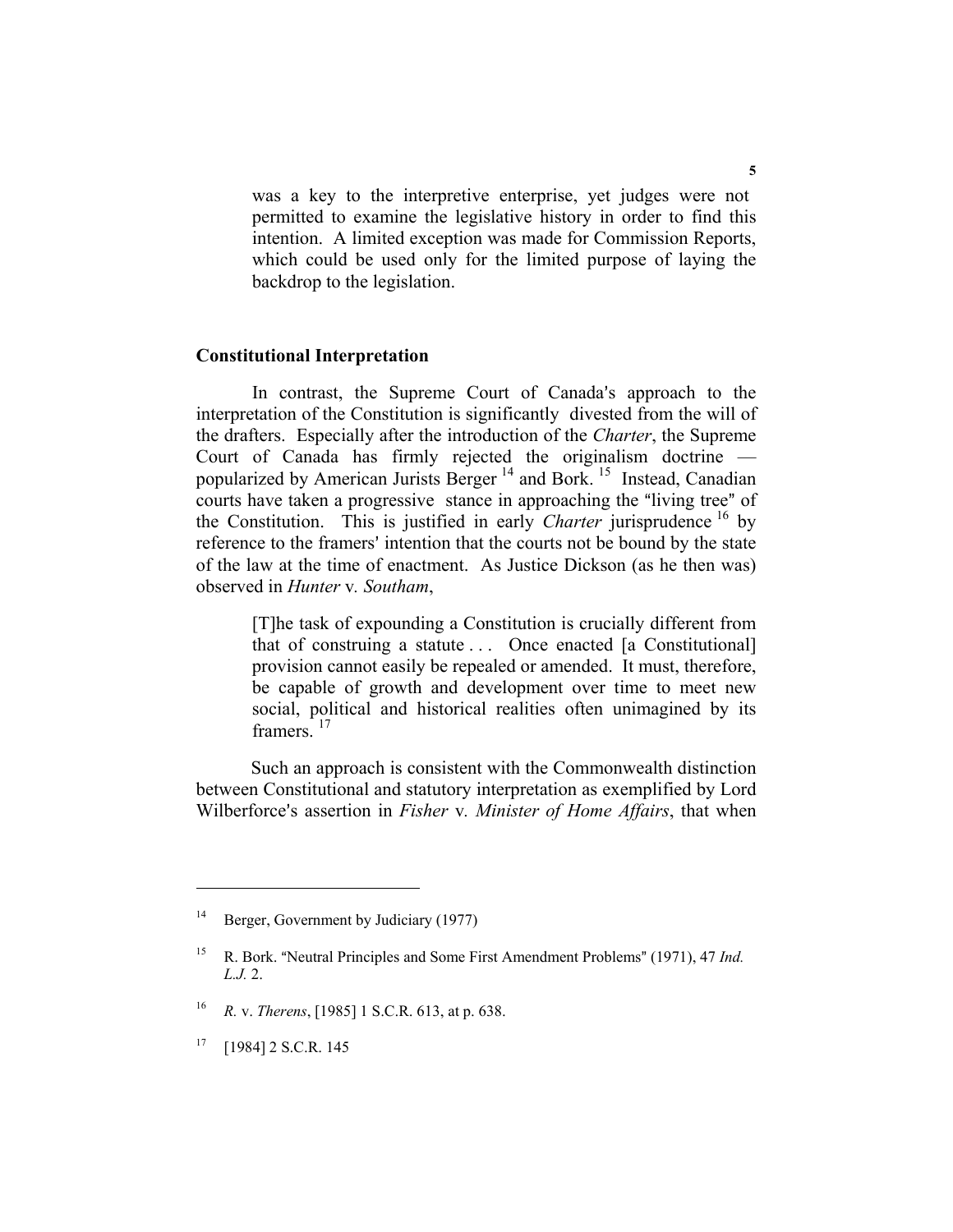was a key to the interpretive enterprise, yet judges were not permitted to examine the legislative history in order to find this intention. A limited exception was made for Commission Reports, which could be used only for the limited purpose of laying the backdrop to the legislation.

## Constitutional Interpretation

In contrast, the Supreme Court of Canada's approach to the interpretation of the Constitution is significantly divested from the will of the drafters. Especially after the introduction of the *Charter*, the Supreme Court of Canada has firmly rejected the originalism doctrine — popularized by American Jurists Berger [14] and Bork. [15] Instead, Canadian courts have taken a progressive stance in approaching the "living tree" of the Constitution. This is justified in early *Charter* jurisprudence [16] by reference to the framers' intention that the courts not be bound by the state of the law at the time of enactment. As Justice Dickson (as he then was) observed in *Hunter* v. *Southam*,

> [T]he task of expounding a Constitution is crucially different from that of construing a statute . . . Once enacted [a Constitutional] provision cannot easily be repealed or amended. It must, therefore, be capable of growth and development over time to meet new social, political and historical realities often unimagined by its framers. [17]

Such an approach is consistent with the Commonwealth distinction between Constitutional and statutory interpretation as exemplified by Lord Wilberforce's assertion in *Fisher* v. *Minister of Home Affairs*, that when

---

[14] Berger, Government by Judiciary (1977)

[15] R. Bork. "Neutral Principles and Some First Amendment Problems" (1971), 47 *Ind. L.J.* 2.

[16] *R.* v. *Therens*, [1985] 1 S.C.R. 613, at p. 638.

[17] [1984] 2 S.C.R. 145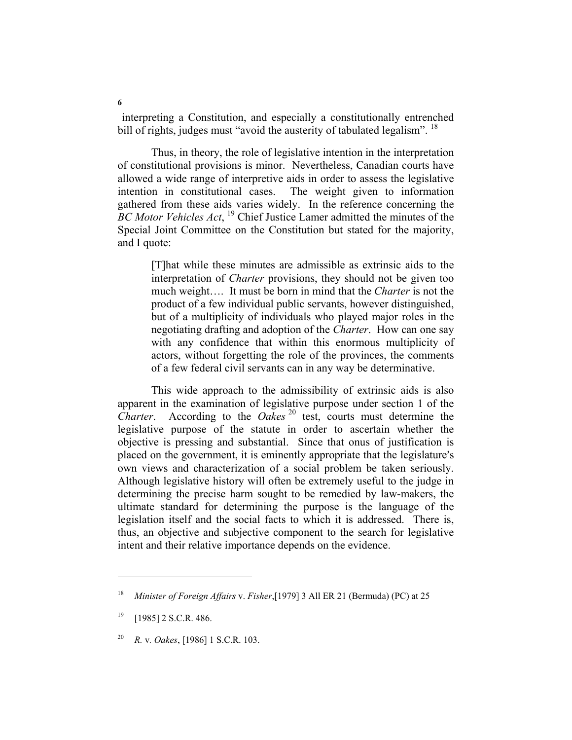interpreting a Constitution, and especially a constitutionally entrenched bill of rights, judges must "avoid the austerity of tabulated legalism". [18]

Thus, in theory, the role of legislative intention in the interpretation of constitutional provisions is minor. Nevertheless, Canadian courts have allowed a wide range of interpretive aids in order to assess the legislative intention in constitutional cases. The weight given to information gathered from these aids varies widely. In the reference concerning the *BC Motor Vehicles Act*, [19] Chief Justice Lamer admitted the minutes of the Special Joint Committee on the Constitution but stated for the majority, and I quote:

> [T]hat while these minutes are admissible as extrinsic aids to the interpretation of *Charter* provisions, they should not be given too much weight…. It must be born in mind that the *Charter* is not the product of a few individual public servants, however distinguished, but of a multiplicity of individuals who played major roles in the negotiating drafting and adoption of the *Charter*. How can one say with any confidence that within this enormous multiplicity of actors, without forgetting the role of the provinces, the comments of a few federal civil servants can in any way be determinative.

This wide approach to the admissibility of extrinsic aids is also apparent in the examination of legislative purpose under section 1 of the *Charter*. According to the *Oakes* [20] test, courts must determine the legislative purpose of the statute in order to ascertain whether the objective is pressing and substantial. Since that onus of justification is placed on the government, it is eminently appropriate that the legislature's own views and characterization of a social problem be taken seriously. Although legislative history will often be extremely useful to the judge in determining the precise harm sought to be remedied by law-makers, the ultimate standard for determining the purpose is the language of the legislation itself and the social facts to which it is addressed. There is, thus, an objective and subjective component to the search for legislative intent and their relative importance depends on the evidence.

---

[18] *Minister of Foreign Affairs* v. *Fisher*,[1979] 3 All ER 21 (Bermuda) (PC) at 25

[19] [1985] 2 S.C.R. 486.

[20] *R.* v. *Oakes*, [1986] 1 S.C.R. 103.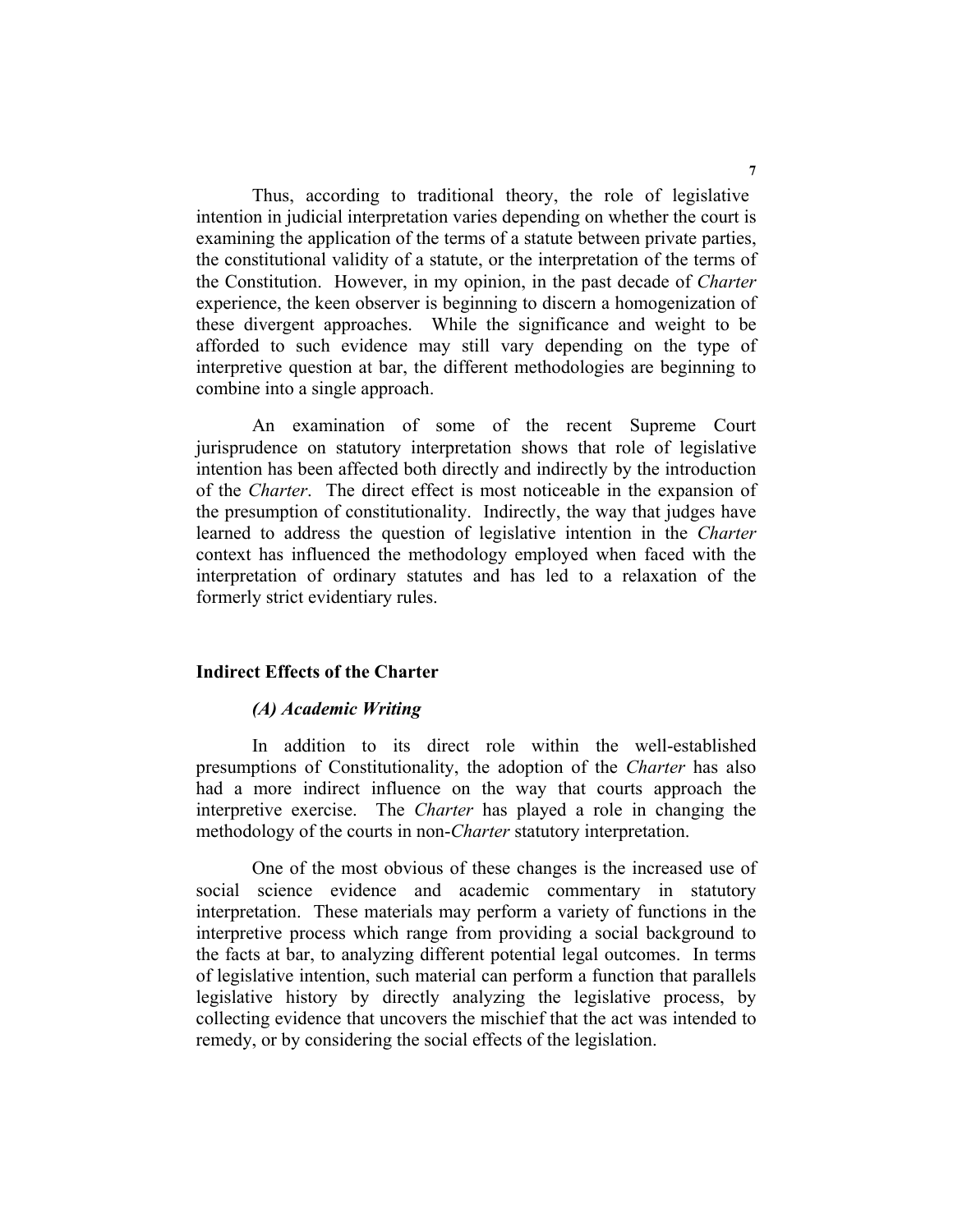Thus, according to traditional theory, the role of legislative intention in judicial interpretation varies depending on whether the court is examining the application of the terms of a statute between private parties, the constitutional validity of a statute, or the interpretation of the terms of the Constitution. However, in my opinion, in the past decade of *Charter* experience, the keen observer is beginning to discern a homogenization of these divergent approaches. While the significance and weight to be afforded to such evidence may still vary depending on the type of interpretive question at bar, the different methodologies are beginning to combine into a single approach.

An examination of some of the recent Supreme Court jurisprudence on statutory interpretation shows that role of legislative intention has been affected both directly and indirectly by the introduction of the *Charter*. The direct effect is most noticeable in the expansion of the presumption of constitutionality. Indirectly, the way that judges have learned to address the question of legislative intention in the *Charter* context has influenced the methodology employed when faced with the interpretation of ordinary statutes and has led to a relaxation of the formerly strict evidentiary rules.

## Indirect Effects of the Charter

### *(A) Academic Writing*

In addition to its direct role within the well-established presumptions of Constitutionality, the adoption of the *Charter* has also had a more indirect influence on the way that courts approach the interpretive exercise. The *Charter* has played a role in changing the methodology of the courts in non-*Charter* statutory interpretation.

One of the most obvious of these changes is the increased use of social science evidence and academic commentary in statutory interpretation. These materials may perform a variety of functions in the interpretive process which range from providing a social background to the facts at bar, to analyzing different potential legal outcomes. In terms of legislative intention, such material can perform a function that parallels legislative history by directly analyzing the legislative process, by collecting evidence that uncovers the mischief that the act was intended to remedy, or by considering the social effects of the legislation.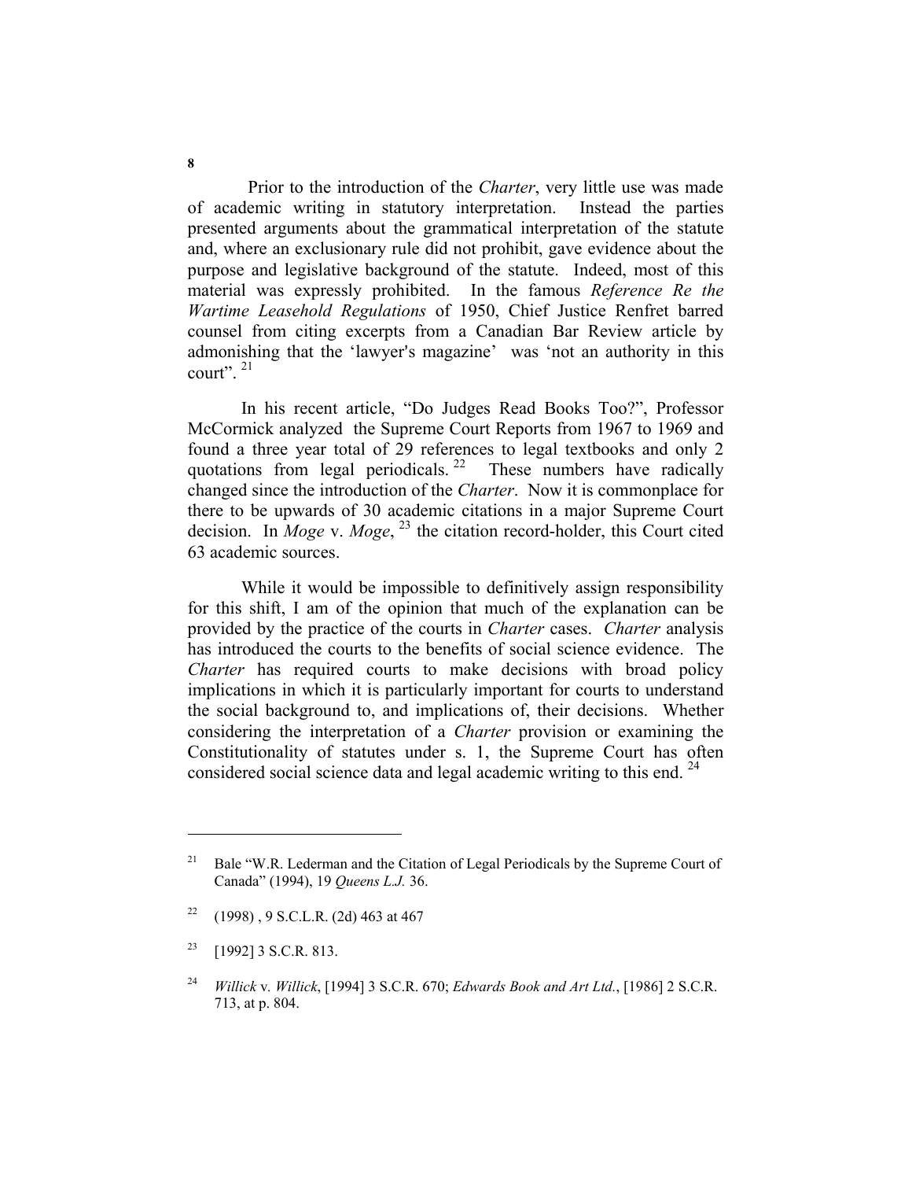Prior to the introduction of the *Charter*, very little use was made of academic writing in statutory interpretation. Instead the parties presented arguments about the grammatical interpretation of the statute and, where an exclusionary rule did not prohibit, gave evidence about the purpose and legislative background of the statute. Indeed, most of this material was expressly prohibited. In the famous *Reference Re the Wartime Leasehold Regulations* of 1950, Chief Justice Renfret barred counsel from citing excerpts from a Canadian Bar Review article by admonishing that the 'lawyer's magazine' was 'not an authority in this court".[21]

In his recent article, "Do Judges Read Books Too?", Professor McCormick analyzed the Supreme Court Reports from 1967 to 1969 and found a three year total of 29 references to legal textbooks and only 2 quotations from legal periodicals.[22] These numbers have radically changed since the introduction of the *Charter*. Now it is commonplace for there to be upwards of 30 academic citations in a major Supreme Court decision. In *Moge* v. *Moge*,[23] the citation record-holder, this Court cited 63 academic sources.

While it would be impossible to definitively assign responsibility for this shift, I am of the opinion that much of the explanation can be provided by the practice of the courts in *Charter* cases. *Charter* analysis has introduced the courts to the benefits of social science evidence. The *Charter* has required courts to make decisions with broad policy implications in which it is particularly important for courts to understand the social background to, and implications of, their decisions. Whether considering the interpretation of a *Charter* provision or examining the Constitutionality of statutes under s. 1, the Supreme Court has often considered social science data and legal academic writing to this end.[24]

---

[21] Bale "W.R. Lederman and the Citation of Legal Periodicals by the Supreme Court of Canada" (1994), 19 *Queens L.J.* 36.

[22] (1998) , 9 S.C.L.R. (2d) 463 at 467

[23] [1992] 3 S.C.R. 813.

[24] *Willick* v*. Willick*, [1994] 3 S.C.R. 670; *Edwards Book and Art Ltd.*, [1986] 2 S.C.R. 713, at p. 804.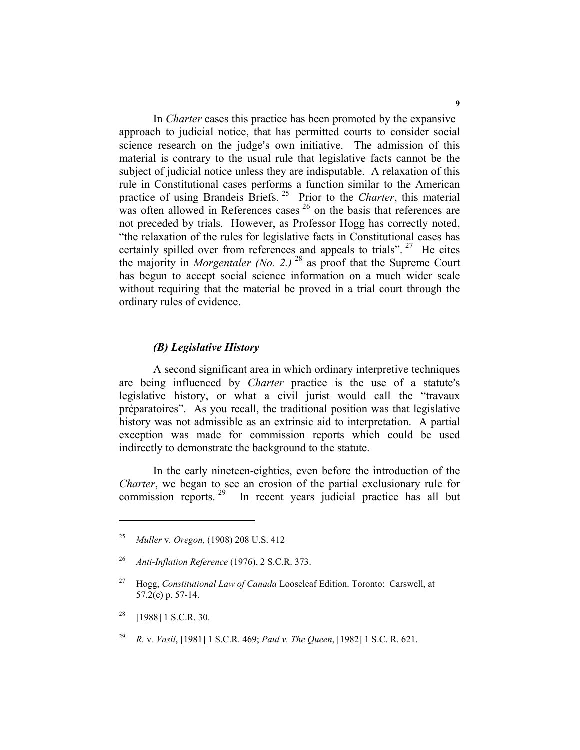In *Charter* cases this practice has been promoted by the expansive approach to judicial notice, that has permitted courts to consider social science research on the judge's own initiative. The admission of this material is contrary to the usual rule that legislative facts cannot be the subject of judicial notice unless they are indisputable. A relaxation of this rule in Constitutional cases performs a function similar to the American practice of using Brandeis Briefs.[25] Prior to the *Charter*, this material was often allowed in References cases[26] on the basis that references are not preceded by trials. However, as Professor Hogg has correctly noted, "the relaxation of the rules for legislative facts in Constitutional cases has certainly spilled over from references and appeals to trials".[27] He cites the majority in *Morgentaler (No. 2.)*[28] as proof that the Supreme Court has begun to accept social science information on a much wider scale without requiring that the material be proved in a trial court through the ordinary rules of evidence.

### *(B) Legislative History*

A second significant area in which ordinary interpretive techniques are being influenced by *Charter* practice is the use of a statute's legislative history, or what a civil jurist would call the "travaux préparatoires". As you recall, the traditional position was that legislative history was not admissible as an extrinsic aid to interpretation. A partial exception was made for commission reports which could be used indirectly to demonstrate the background to the statute.

In the early nineteen-eighties, even before the introduction of the *Charter*, we began to see an erosion of the partial exclusionary rule for commission reports.[29] In recent years judicial practice has all but

---

[25] *Muller* v. *Oregon,* (1908) 208 U.S. 412

[26] *Anti-Inflation Reference* (1976), 2 S.C.R. 373.

[27] Hogg, *Constitutional Law of Canada* Looseleaf Edition. Toronto: Carswell, at 57.2(e) p. 57-14.

[28] [1988] 1 S.C.R. 30.

[29] *R.* v. *Vasil*, [1981] 1 S.C.R. 469; *Paul v. The Queen*, [1982] 1 S.C. R. 621.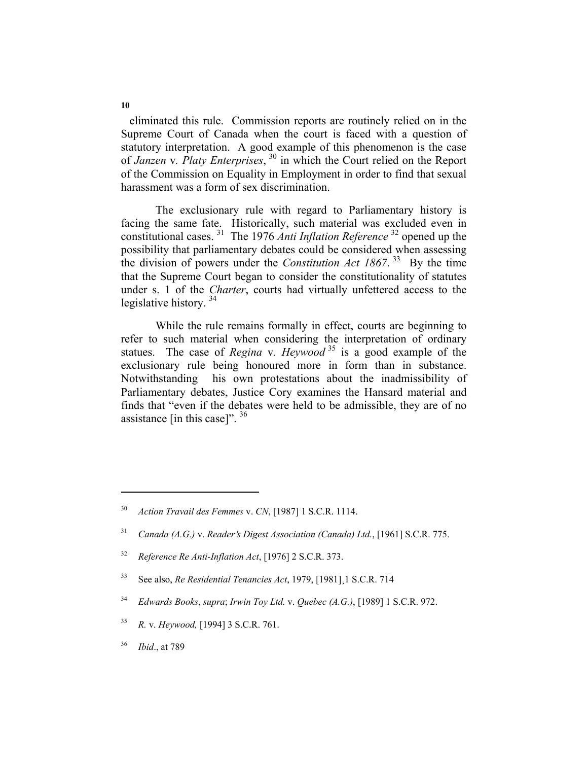eliminated this rule. Commission reports are routinely relied on in the Supreme Court of Canada when the court is faced with a question of statutory interpretation. A good example of this phenomenon is the case of *Janzen* v. *Platy Enterprises*, [30] in which the Court relied on the Report of the Commission on Equality in Employment in order to find that sexual harassment was a form of sex discrimination.

The exclusionary rule with regard to Parliamentary history is facing the same fate. Historically, such material was excluded even in constitutional cases. [31] The 1976 *Anti Inflation Reference* [32] opened up the possibility that parliamentary debates could be considered when assessing the division of powers under the *Constitution Act 1867*. [33] By the time that the Supreme Court began to consider the constitutionality of statutes under s. 1 of the *Charter*, courts had virtually unfettered access to the legislative history. [34]

While the rule remains formally in effect, courts are beginning to refer to such material when considering the interpretation of ordinary statues. The case of *Regina* v. *Heywood* [35] is a good example of the exclusionary rule being honoured more in form than in substance. Notwithstanding his own protestations about the inadmissibility of Parliamentary debates, Justice Cory examines the Hansard material and finds that "even if the debates were held to be admissible, they are of no assistance [in this case]". [36]

---

[30] *Action Travail des Femmes* v. *CN*, [1987] 1 S.C.R. 1114.

[31] *Canada (A.G.)* v. *Reader's Digest Association (Canada) Ltd.*, [1961] S.C.R. 775.

[32] *Reference Re Anti-Inflation Act*, [1976] 2 S.C.R. 373.

[33] See also, *Re Residential Tenancies Act*, 1979, [1981]¸1 S.C.R. 714

[34] *Edwards Books*, *supra*; *Irwin Toy Ltd.* v. *Quebec (A.G.)*, [1989] 1 S.C.R. 972.

[35] *R.* v. *Heywood,* [1994] 3 S.C.R. 761.

[36] *Ibid*., at 789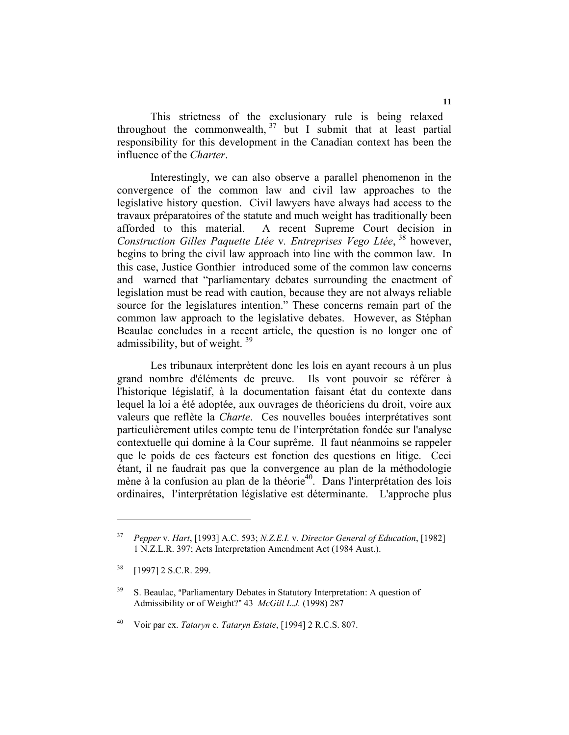This strictness of the exclusionary rule is being relaxed throughout the commonwealth,[37] but I submit that at least partial responsibility for this development in the Canadian context has been the influence of the *Charter*.

Interestingly, we can also observe a parallel phenomenon in the convergence of the common law and civil law approaches to the legislative history question. Civil lawyers have always had access to the travaux préparatoires of the statute and much weight has traditionally been afforded to this material. A recent Supreme Court decision in *Construction Gilles Paquette Ltée* v. *Entreprises Vego Ltée*,[38] however, begins to bring the civil law approach into line with the common law. In this case, Justice Gonthier introduced some of the common law concerns and warned that "parliamentary debates surrounding the enactment of legislation must be read with caution, because they are not always reliable source for the legislatures intention." These concerns remain part of the common law approach to the legislative debates. However, as Stéphan Beaulac concludes in a recent article, the question is no longer one of admissibility, but of weight.[39]

Les tribunaux interprètent donc les lois en ayant recours à un plus grand nombre d'éléments de preuve. Ils vont pouvoir se référer à l'historique législatif, à la documentation faisant état du contexte dans lequel la loi a été adoptée, aux ouvrages de théoriciens du droit, voire aux valeurs que reflète la *Charte*. Ces nouvelles bouées interprétatives sont particulièrement utiles compte tenu de l'interprétation fondée sur l'analyse contextuelle qui domine à la Cour suprême. Il faut néanmoins se rappeler que le poids de ces facteurs est fonction des questions en litige. Ceci étant, il ne faudrait pas que la convergence au plan de la méthodologie mène à la confusion au plan de la théorie[40]. Dans l'interprétation des lois ordinaires, l'interprétation législative est déterminante. L'approche plus

---

[37] *Pepper* v. *Hart*, [1993] A.C. 593; *N.Z.E.I.* v. *Director General of Education*, [1982] 1 N.Z.L.R. 397; Acts Interpretation Amendment Act (1984 Aust.).

[38] [1997] 2 S.C.R. 299.

[39] S. Beaulac, "Parliamentary Debates in Statutory Interpretation: A question of Admissibility or of Weight?" 43 *McGill L.J.* (1998) 287

[40] Voir par ex. *Tataryn* c. *Tataryn Estate*, [1994] 2 R.C.S. 807.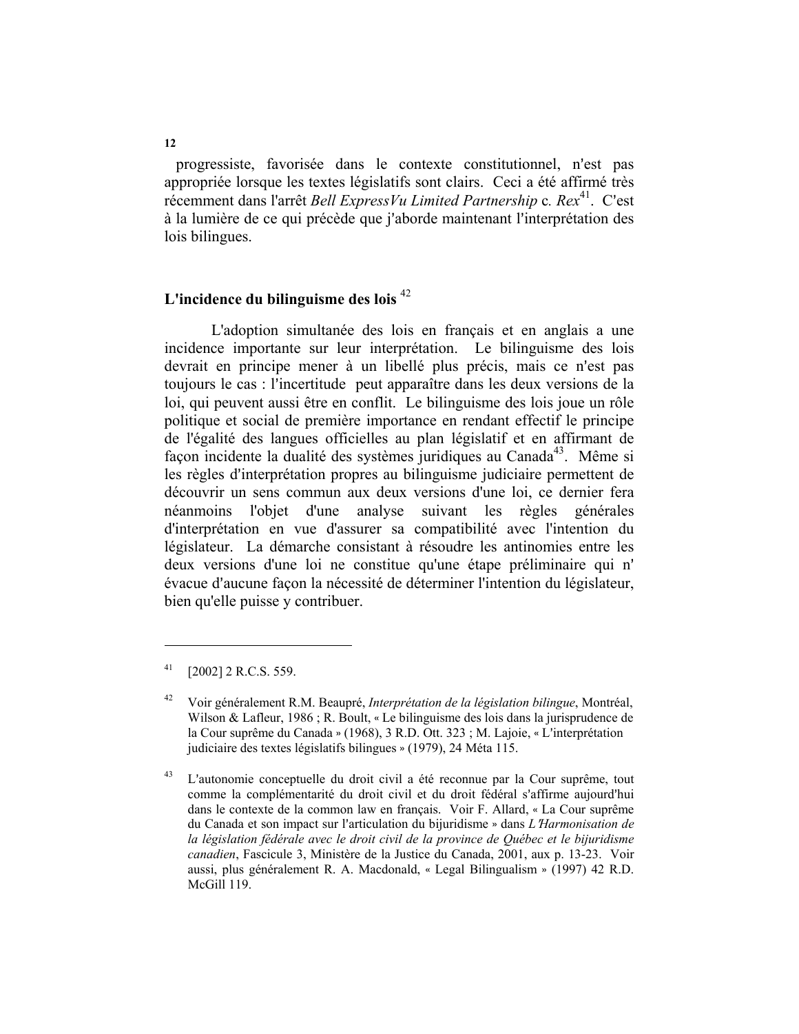progressiste, favorisée dans le contexte constitutionnel, n'est pas appropriée lorsque les textes législatifs sont clairs. Ceci a été affirmé très récemment dans l'arrêt *Bell ExpressVu Limited Partnership* c. *Rex*[41]. C'est à la lumière de ce qui précède que j'aborde maintenant l'interprétation des lois bilingues.

## L'incidence du bilinguisme des lois [42]

L'adoption simultanée des lois en français et en anglais a une incidence importante sur leur interprétation. Le bilinguisme des lois devrait en principe mener à un libellé plus précis, mais ce n'est pas toujours le cas : l'incertitude peut apparaître dans les deux versions de la loi, qui peuvent aussi être en conflit. Le bilinguisme des lois joue un rôle politique et social de première importance en rendant effectif le principe de l'égalité des langues officielles au plan législatif et en affirmant de façon incidente la dualité des systèmes juridiques au Canada[43]. Même si les règles d'interprétation propres au bilinguisme judiciaire permettent de découvrir un sens commun aux deux versions d'une loi, ce dernier fera néanmoins l'objet d'une analyse suivant les règles générales d'interprétation en vue d'assurer sa compatibilité avec l'intention du législateur. La démarche consistant à résoudre les antinomies entre les deux versions d'une loi ne constitue qu'une étape préliminaire qui n' évacue d'aucune façon la nécessité de déterminer l'intention du législateur, bien qu'elle puisse y contribuer.

---

[41] [2002] 2 R.C.S. 559.

[42] Voir généralement R.M. Beaupré, *Interprétation de la législation bilingue*, Montréal, Wilson & Lafleur, 1986 ; R. Boult, « Le bilinguisme des lois dans la jurisprudence de la Cour suprême du Canada » (1968), 3 R.D. Ott. 323 ; M. Lajoie, « L'interprétation judiciaire des textes législatifs bilingues » (1979), 24 Méta 115.

[43] L'autonomie conceptuelle du droit civil a été reconnue par la Cour suprême, tout comme la complémentarité du droit civil et du droit fédéral s'affirme aujourd'hui dans le contexte de la common law en français. Voir F. Allard, « La Cour suprême du Canada et son impact sur l'articulation du bijuridisme » dans *L'Harmonisation de la législation fédérale avec le droit civil de la province de Québec et le bijuridisme canadien*, Fascicule 3, Ministère de la Justice du Canada, 2001, aux p. 13-23. Voir aussi, plus généralement R. A. Macdonald, « Legal Bilingualism » (1997) 42 R.D. McGill 119.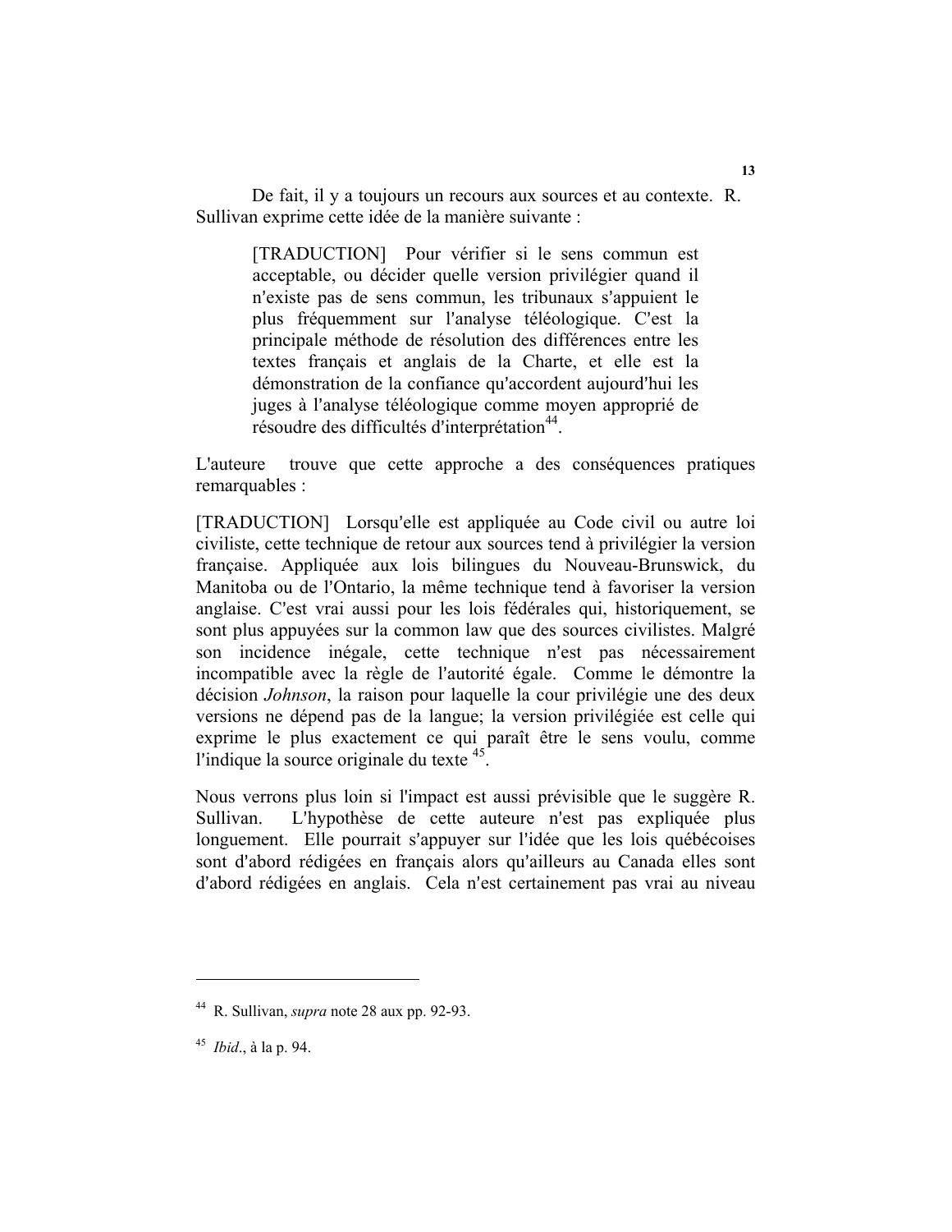De fait, il y a toujours un recours aux sources et au contexte. R. Sullivan exprime cette idée de la manière suivante :

> [TRADUCTION] Pour vérifier si le sens commun est acceptable, ou décider quelle version privilégier quand il n'existe pas de sens commun, les tribunaux s'appuient le plus fréquemment sur l'analyse téléologique. C'est la principale méthode de résolution des différences entre les textes français et anglais de la Charte, et elle est la démonstration de la confiance qu'accordent aujourd'hui les juges à l'analyse téléologique comme moyen approprié de résoudre des difficultés d'interprétation[44].

L'auteure trouve que cette approche a des conséquences pratiques remarquables :

[TRADUCTION] Lorsqu'elle est appliquée au Code civil ou autre loi civiliste, cette technique de retour aux sources tend à privilégier la version française. Appliquée aux lois bilingues du Nouveau-Brunswick, du Manitoba ou de l'Ontario, la même technique tend à favoriser la version anglaise. C'est vrai aussi pour les lois fédérales qui, historiquement, se sont plus appuyées sur la common law que des sources civilistes. Malgré son incidence inégale, cette technique n'est pas nécessairement incompatible avec la règle de l'autorité égale. Comme le démontre la décision *Johnson*, la raison pour laquelle la cour privilégie une des deux versions ne dépend pas de la langue; la version privilégiée est celle qui exprime le plus exactement ce qui paraît être le sens voulu, comme l'indique la source originale du texte [45].

Nous verrons plus loin si l'impact est aussi prévisible que le suggère R. Sullivan. L'hypothèse de cette auteure n'est pas expliquée plus longuement. Elle pourrait s'appuyer sur l'idée que les lois québécoises sont d'abord rédigées en français alors qu'ailleurs au Canada elles sont d'abord rédigées en anglais. Cela n'est certainement pas vrai au niveau

---

[44] R. Sullivan, *supra* note 28 aux pp. 92-93.

[45] *Ibid*., à la p. 94.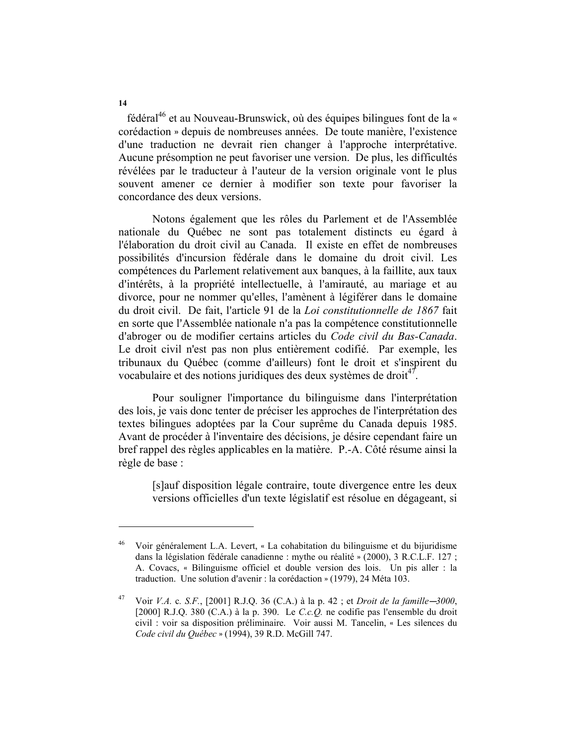fédéral[46] et au Nouveau-Brunswick, où des équipes bilingues font de la « corédaction » depuis de nombreuses années. De toute manière, l'existence d'une traduction ne devrait rien changer à l'approche interprétative. Aucune présomption ne peut favoriser une version. De plus, les difficultés révélées par le traducteur à l'auteur de la version originale vont le plus souvent amener ce dernier à modifier son texte pour favoriser la concordance des deux versions.

Notons également que les rôles du Parlement et de l'Assemblée nationale du Québec ne sont pas totalement distincts eu égard à l'élaboration du droit civil au Canada. Il existe en effet de nombreuses possibilités d'incursion fédérale dans le domaine du droit civil. Les compétences du Parlement relativement aux banques, à la faillite, aux taux d'intérêts, à la propriété intellectuelle, à l'amirauté, au mariage et au divorce, pour ne nommer qu'elles, l'amènent à légiférer dans le domaine du droit civil. De fait, l'article 91 de la *Loi constitutionnelle de 1867* fait en sorte que l'Assemblée nationale n'a pas la compétence constitutionnelle d'abroger ou de modifier certains articles du *Code civil du Bas-Canada*. Le droit civil n'est pas non plus entièrement codifié. Par exemple, les tribunaux du Québec (comme d'ailleurs) font le droit et s'inspirent du vocabulaire et des notions juridiques des deux systèmes de droit[47].

Pour souligner l'importance du bilinguisme dans l'interprétation des lois, je vais donc tenter de préciser les approches de l'interprétation des textes bilingues adoptées par la Cour suprême du Canada depuis 1985. Avant de procéder à l'inventaire des décisions, je désire cependant faire un bref rappel des règles applicables en la matière. P.-A. Côté résume ainsi la règle de base :

> [s]auf disposition légale contraire, toute divergence entre les deux versions officielles d'un texte législatif est résolue en dégageant, si

---

[46] Voir généralement L.A. Levert, « La cohabitation du bilinguisme et du bijuridisme dans la législation fédérale canadienne : mythe ou réalité » (2000), 3 R.C.L.F. 127 ; A. Covacs, « Bilinguisme officiel et double version des lois. Un pis aller : la traduction. Une solution d'avenir : la corédaction » (1979), 24 Méta 103.

[47] Voir *V.A.* c. *S.F.*, [2001] R.J.Q. 36 (C.A.) à la p. 42 ; et *Droit de la famille—3000*, [2000] R.J.Q. 380 (C.A.) à la p. 390. Le *C.c.Q.* ne codifie pas l'ensemble du droit civil : voir sa disposition préliminaire. Voir aussi M. Tancelin, « Les silences du *Code civil du Québec* » (1994), 39 R.D. McGill 747.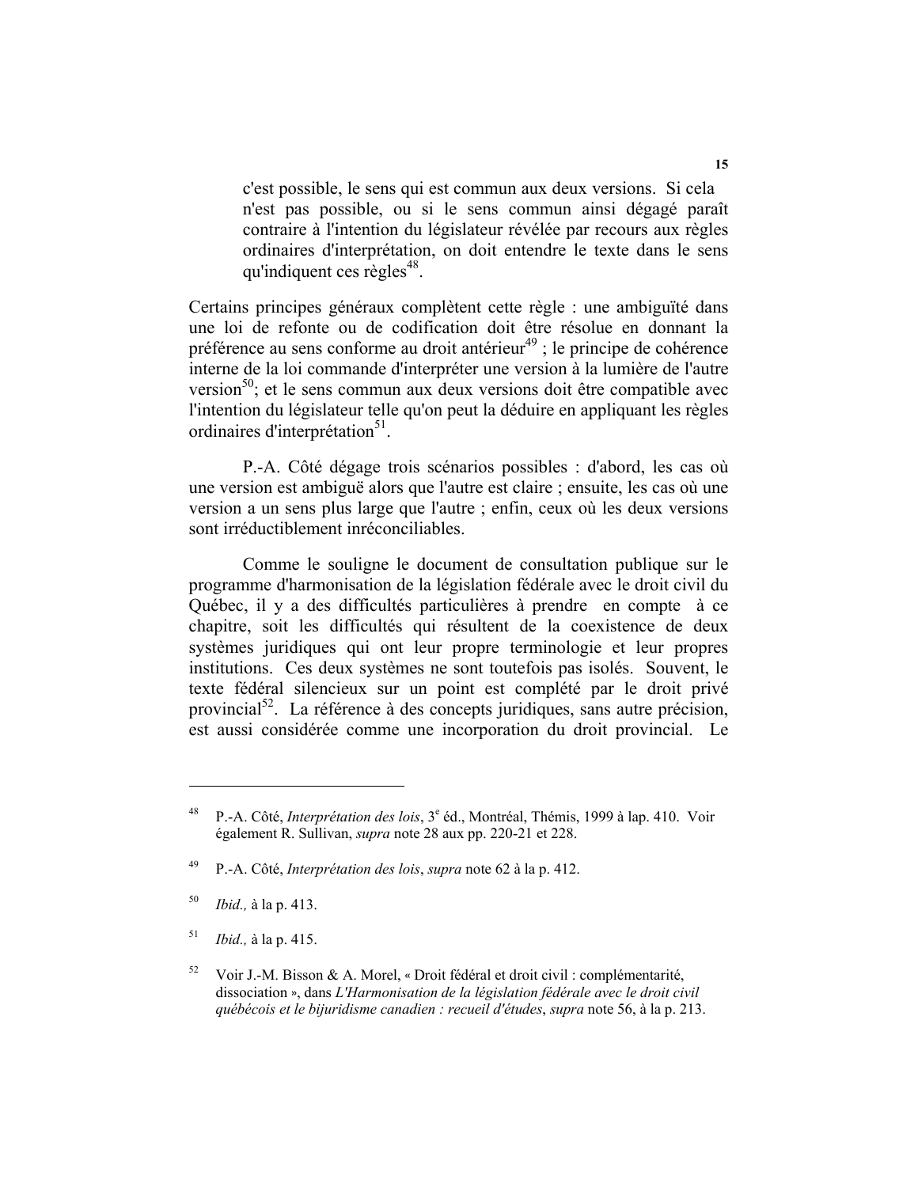> c'est possible, le sens qui est commun aux deux versions. Si cela n'est pas possible, ou si le sens commun ainsi dégagé paraît contraire à l'intention du législateur révélée par recours aux règles ordinaires d'interprétation, on doit entendre le texte dans le sens qu'indiquent ces règles[48].

Certains principes généraux complètent cette règle : une ambiguïté dans une loi de refonte ou de codification doit être résolue en donnant la préférence au sens conforme au droit antérieur[49] ; le principe de cohérence interne de la loi commande d'interpréter une version à la lumière de l'autre version[50]; et le sens commun aux deux versions doit être compatible avec l'intention du législateur telle qu'on peut la déduire en appliquant les règles ordinaires d'interprétation[51].

P.-A. Côté dégage trois scénarios possibles : d'abord, les cas où une version est ambiguë alors que l'autre est claire ; ensuite, les cas où une version a un sens plus large que l'autre ; enfin, ceux où les deux versions sont irréductiblement inréconciliables.

Comme le souligne le document de consultation publique sur le programme d'harmonisation de la législation fédérale avec le droit civil du Québec, il y a des difficultés particulières à prendre en compte à ce chapitre, soit les difficultés qui résultent de la coexistence de deux systèmes juridiques qui ont leur propre terminologie et leur propres institutions. Ces deux systèmes ne sont toutefois pas isolés. Souvent, le texte fédéral silencieux sur un point est complété par le droit privé provincial[52]. La référence à des concepts juridiques, sans autre précision, est aussi considérée comme une incorporation du droit provincial. Le

---

[48] P.-A. Côté, *Interprétation des lois*, 3[e] éd., Montréal, Thémis, 1999 à lap. 410. Voir également R. Sullivan, *supra* note 28 aux pp. 220-21 et 228.

[49] P.-A. Côté, *Interprétation des lois*, *supra* note 62 à la p. 412.

[50] *Ibid.,* à la p. 413.

[51] *Ibid.,* à la p. 415.

[52] Voir J.-M. Bisson & A. Morel, « Droit fédéral et droit civil : complémentarité, dissociation », dans *L'Harmonisation de la législation fédérale avec le droit civil québécois et le bijuridisme canadien : recueil d'études*, *supra* note 56, à la p. 213.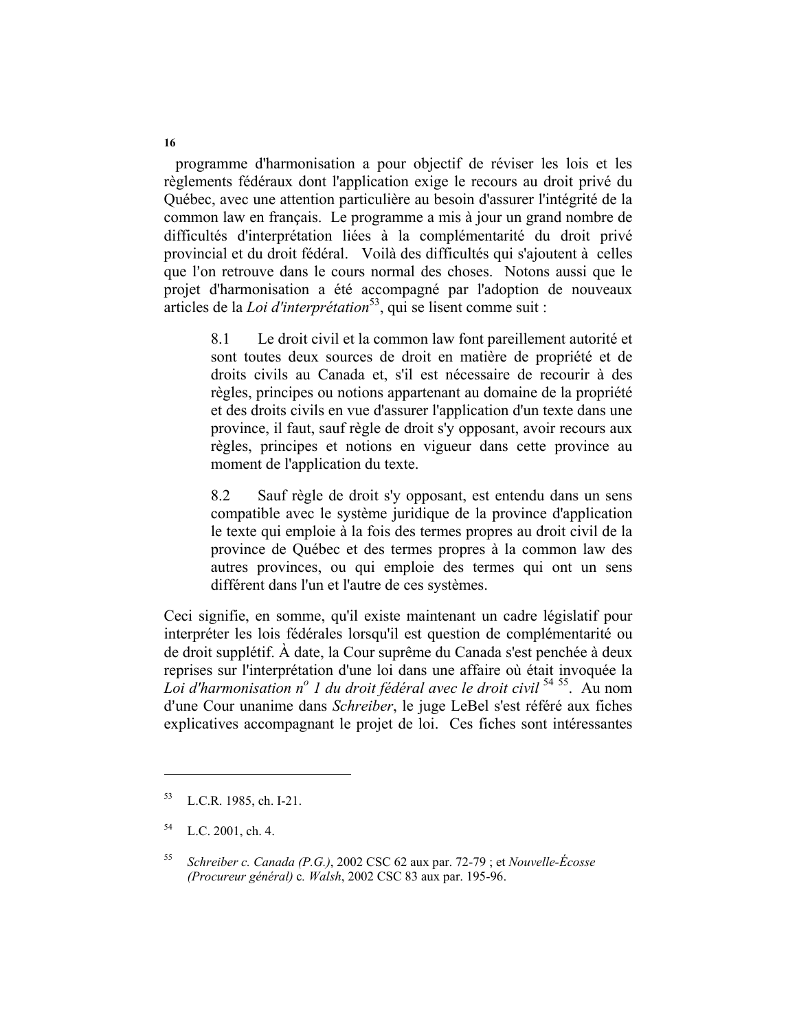programme d'harmonisation a pour objectif de réviser les lois et les règlements fédéraux dont l'application exige le recours au droit privé du Québec, avec une attention particulière au besoin d'assurer l'intégrité de la common law en français. Le programme a mis à jour un grand nombre de difficultés d'interprétation liées à la complémentarité du droit privé provincial et du droit fédéral. Voilà des difficultés qui s'ajoutent à celles que l'on retrouve dans le cours normal des choses. Notons aussi que le projet d'harmonisation a été accompagné par l'adoption de nouveaux articles de la *Loi d'interprétation*[53], qui se lisent comme suit :

> 8.1 Le droit civil et la common law font pareillement autorité et sont toutes deux sources de droit en matière de propriété et de droits civils au Canada et, s'il est nécessaire de recourir à des règles, principes ou notions appartenant au domaine de la propriété et des droits civils en vue d'assurer l'application d'un texte dans une province, il faut, sauf règle de droit s'y opposant, avoir recours aux règles, principes et notions en vigueur dans cette province au moment de l'application du texte.
>
> 8.2 Sauf règle de droit s'y opposant, est entendu dans un sens compatible avec le système juridique de la province d'application le texte qui emploie à la fois des termes propres au droit civil de la province de Québec et des termes propres à la common law des autres provinces, ou qui emploie des termes qui ont un sens différent dans l'un et l'autre de ces systèmes.

Ceci signifie, en somme, qu'il existe maintenant un cadre législatif pour interpréter les lois fédérales lorsqu'il est question de complémentarité ou de droit supplétif. À date, la Cour suprême du Canada s'est penchée à deux reprises sur l'interprétation d'une loi dans une affaire où était invoquée la *Loi d'harmonisation n^o 1 du droit fédéral avec le droit civil*[54] [55]. Au nom d'une Cour unanime dans *Schreiber*, le juge LeBel s'est référé aux fiches explicatives accompagnant le projet de loi. Ces fiches sont intéressantes

---

[53] L.C.R. 1985, ch. I-21.

[54] L.C. 2001, ch. 4.

[55] *Schreiber c. Canada (P.G.)*, 2002 CSC 62 aux par. 72-79 ; et *Nouvelle-Écosse (Procureur général)* c. *Walsh*, 2002 CSC 83 aux par. 195-96.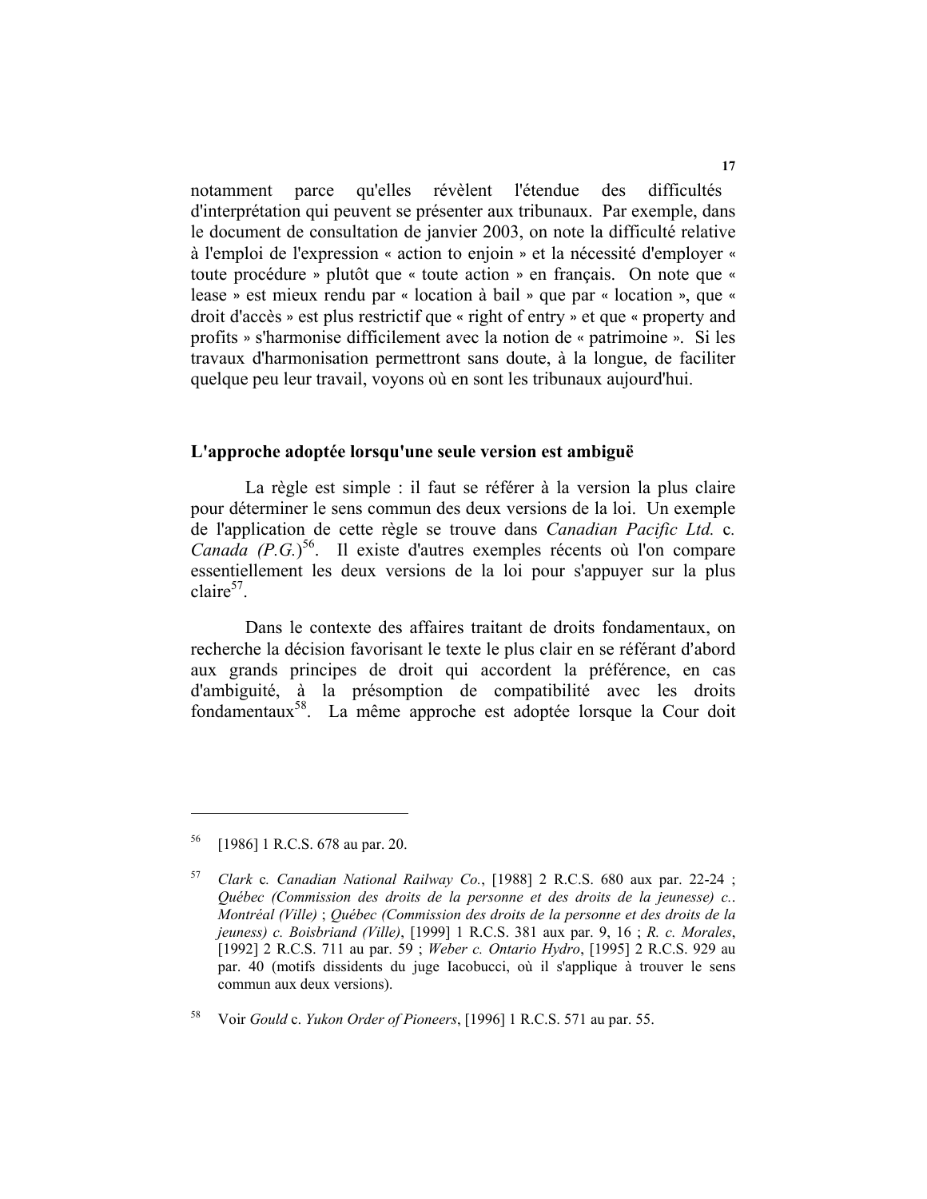notamment parce qu'elles révèlent l'étendue des difficultés d'interprétation qui peuvent se présenter aux tribunaux. Par exemple, dans le document de consultation de janvier 2003, on note la difficulté relative à l'emploi de l'expression « action to enjoin » et la nécessité d'employer « toute procédure » plutôt que « toute action » en français. On note que « lease » est mieux rendu par « location à bail » que par « location », que « droit d'accès » est plus restrictif que « right of entry » et que « property and profits » s'harmonise difficilement avec la notion de « patrimoine ». Si les travaux d'harmonisation permettront sans doute, à la longue, de faciliter quelque peu leur travail, voyons où en sont les tribunaux aujourd'hui.

### L'approche adoptée lorsqu'une seule version est ambiguë

La règle est simple : il faut se référer à la version la plus claire pour déterminer le sens commun des deux versions de la loi. Un exemple de l'application de cette règle se trouve dans *Canadian Pacific Ltd.* c. *Canada (P.G.)*[56]. Il existe d'autres exemples récents où l'on compare essentiellement les deux versions de la loi pour s'appuyer sur la plus claire[57].

Dans le contexte des affaires traitant de droits fondamentaux, on recherche la décision favorisant le texte le plus clair en se référant d'abord aux grands principes de droit qui accordent la préférence, en cas d'ambiguïté, à la présomption de compatibilité avec les droits fondamentaux[58]. La même approche est adoptée lorsque la Cour doit

---

[56] [1986] 1 R.C.S. 678 au par. 20.

[57] *Clark* c. *Canadian National Railway Co.*, [1988] 2 R.C.S. 680 aux par. 22-24 ; *Québec (Commission des droits de la personne et des droits de la jeunesse) c.. Montréal (Ville)* ; *Québec (Commission des droits de la personne et des droits de la jeuness) c. Boisbriand (Ville)*, [1999] 1 R.C.S. 381 aux par. 9, 16 ; *R. c. Morales*, [1992] 2 R.C.S. 711 au par. 59 ; *Weber c. Ontario Hydro*, [1995] 2 R.C.S. 929 au par. 40 (motifs dissidents du juge Iacobucci, où il s'applique à trouver le sens commun aux deux versions).

[58] Voir *Gould* c. *Yukon Order of Pioneers*, [1996] 1 R.C.S. 571 au par. 55.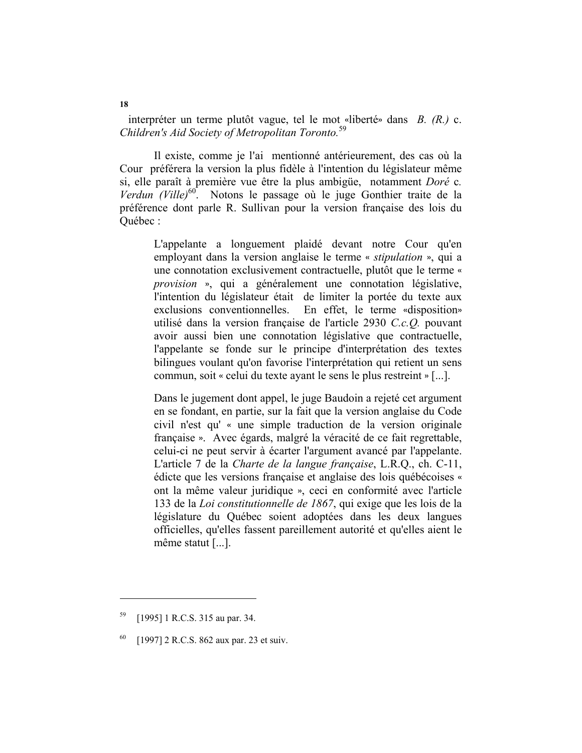interpréter un terme plutôt vague, tel le mot «liberté» dans *B. (R.)* c. *Children's Aid Society of Metropolitan Toronto.*[59]

Il existe, comme je l'ai mentionné antérieurement, des cas où la Cour préférera la version la plus fidèle à l'intention du législateur même si, elle paraît à première vue être la plus ambigüe, notamment *Doré* c. *Verdun (Ville)*[60]. Notons le passage où le juge Gonthier traite de la préférence dont parle R. Sullivan pour la version française des lois du Québec :

> L'appelante a longuement plaidé devant notre Cour qu'en employant dans la version anglaise le terme « *stipulation* », qui a une connotation exclusivement contractuelle, plutôt que le terme « *provision* », qui a généralement une connotation législative, l'intention du législateur était de limiter la portée du texte aux exclusions conventionnelles. En effet, le terme «disposition» utilisé dans la version française de l'article 2930 *C.c.Q.* pouvant avoir aussi bien une connotation législative que contractuelle, l'appelante se fonde sur le principe d'interprétation des textes bilingues voulant qu'on favorise l'interprétation qui retient un sens commun, soit « celui du texte ayant le sens le plus restreint » [...].
>
> Dans le jugement dont appel, le juge Baudoin a rejeté cet argument en se fondant, en partie, sur le fait que la version anglaise du Code civil n'est qu' « une simple traduction de la version originale française ». Avec égards, malgré la véracité de ce fait regrettable, celui-ci ne peut servir à écarter l'argument avancé par l'appelante. L'article 7 de la *Charte de la langue française*, L.R.Q., ch. C-11, édicte que les versions française et anglaise des lois québécoises « ont la même valeur juridique », ceci en conformité avec l'article 133 de la *Loi constitutionnelle de 1867*, qui exige que les lois de la législature du Québec soient adoptées dans les deux langues officielles, qu'elles fassent pareillement autorité et qu'elles aient le même statut [...].

---

[59] [1995] 1 R.C.S. 315 au par. 34.

[60] [1997] 2 R.C.S. 862 aux par. 23 et suiv.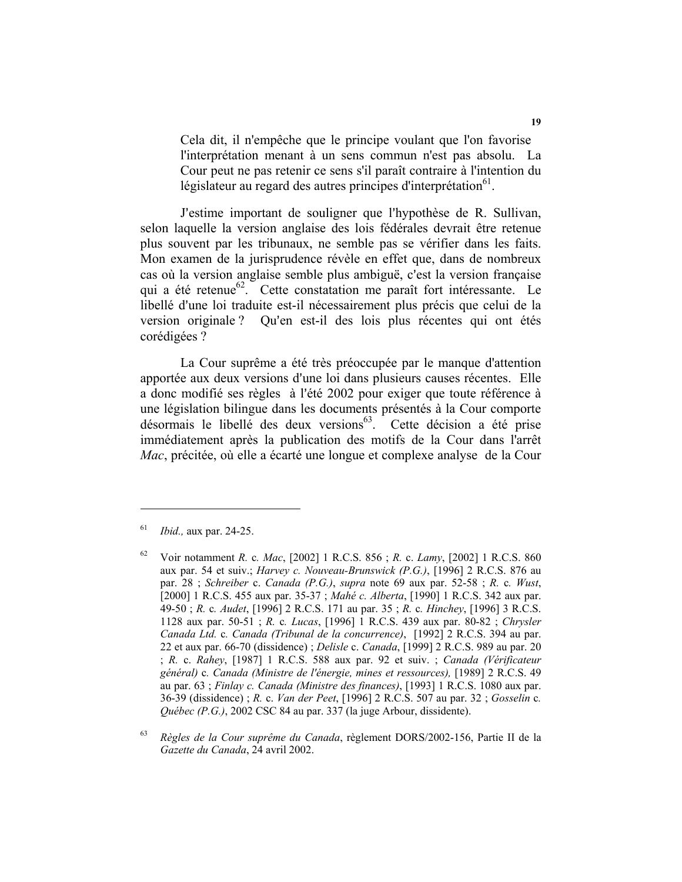> Cela dit, il n'empêche que le principe voulant que l'on favorise l'interprétation menant à un sens commun n'est pas absolu. La Cour peut ne pas retenir ce sens s'il paraît contraire à l'intention du législateur au regard des autres principes d'interprétation[61].

J'estime important de souligner que l'hypothèse de R. Sullivan, selon laquelle la version anglaise des lois fédérales devrait être retenue plus souvent par les tribunaux, ne semble pas se vérifier dans les faits. Mon examen de la jurisprudence révèle en effet que, dans de nombreux cas où la version anglaise semble plus ambiguë, c'est la version française qui a été retenue[62]. Cette constatation me paraît fort intéressante. Le libellé d'une loi traduite est-il nécessairement plus précis que celui de la version originale ? Qu'en est-il des lois plus récentes qui ont étés corédigées ?

La Cour suprême a été très préoccupée par le manque d'attention apportée aux deux versions d'une loi dans plusieurs causes récentes. Elle a donc modifié ses règles à l'été 2002 pour exiger que toute référence à une législation bilingue dans les documents présentés à la Cour comporte désormais le libellé des deux versions[63]. Cette décision a été prise immédiatement après la publication des motifs de la Cour dans l'arrêt *Mac*, précitée, où elle a écarté une longue et complexe analyse de la Cour

---

[61] *Ibid.,* aux par. 24-25.

[62] Voir notamment *R.* c. *Mac*, [2002] 1 R.C.S. 856 ; *R.* c. *Lamy*, [2002] 1 R.C.S. 860 aux par. 54 et suiv.; *Harvey c. Nouveau-Brunswick (P.G.)*, [1996] 2 R.C.S. 876 au par. 28 ; *Schreiber* c. *Canada (P.G.)*, *supra* note 69 aux par. 52-58 ; *R.* c. *Wust*, [2000] 1 R.C.S. 455 aux par. 35-37 ; *Mahé c. Alberta*, [1990] 1 R.C.S. 342 aux par. 49-50 ; *R.* c. *Audet*, [1996] 2 R.C.S. 171 au par. 35 ; *R.* c. *Hinchey*, [1996] 3 R.C.S. 1128 aux par. 50-51 ; *R.* c. *Lucas*, [1996] 1 R.C.S. 439 aux par. 80-82 ; *Chrysler Canada Ltd.* c. *Canada (Tribunal de la concurrence)*, [1992] 2 R.C.S. 394 au par. 22 et aux par. 66-70 (dissidence) ; *Delisle* c. *Canada*, [1999] 2 R.C.S. 989 au par. 20 ; *R.* c. *Rahey*, [1987] 1 R.C.S. 588 aux par. 92 et suiv. ; *Canada (Vérificateur général)* c. *Canada (Ministre de l'énergie, mines et ressources),* [1989] 2 R.C.S. 49 au par. 63 ; *Finlay c. Canada (Ministre des finances)*, [1993] 1 R.C.S. 1080 aux par. 36-39 (dissidence) ; *R.* c. *Van der Peet*, [1996] 2 R.C.S. 507 au par. 32 ; *Gosselin* c. *Québec (P.G.)*, 2002 CSC 84 au par. 337 (la juge Arbour, dissidente).

[63] *Règles de la Cour suprême du Canada*, règlement DORS/2002-156, Partie II de la *Gazette du Canada*, 24 avril 2002.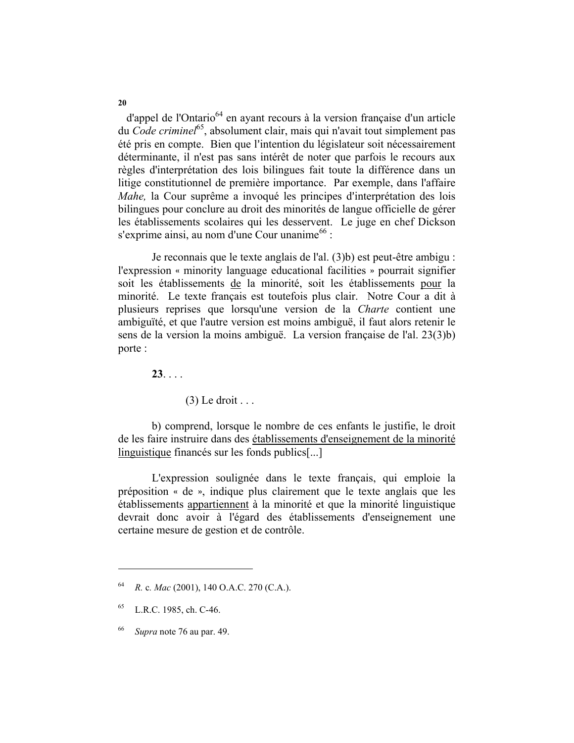d'appel de l'Ontario[64] en ayant recours à la version française d'un article du *Code criminel*[65], absolument clair, mais qui n'avait tout simplement pas été pris en compte. Bien que l'intention du législateur soit nécessairement déterminante, il n'est pas sans intérêt de noter que parfois le recours aux règles d'interprétation des lois bilingues fait toute la différence dans un litige constitutionnel de première importance. Par exemple, dans l'affaire *Mahe,* la Cour suprême a invoqué les principes d'interprétation des lois bilingues pour conclure au droit des minorités de langue officielle de gérer les établissements scolaires qui les desservent. Le juge en chef Dickson s'exprime ainsi, au nom d'une Cour unanime[66] :

> Je reconnais que le texte anglais de l'al. (3)b) est peut-être ambigu : l'expression « minority language educational facilities » pourrait signifier soit les établissements <u>de</u> la minorité, soit les établissements <u>pour</u> la minorité. Le texte français est toutefois plus clair. Notre Cour a dit à plusieurs reprises que lorsqu'une version de la *Charte* contient une ambiguïté, et que l'autre version est moins ambiguë, il faut alors retenir le sens de la version la moins ambiguë. La version française de l'al. 23(3)b) porte :
>
> **23**. . . .
>
> (3) Le droit . . .
>
> b) comprend, lorsque le nombre de ces enfants le justifie, le droit de les faire instruire dans des <u>établissements d'enseignement de la minorité linguistique</u> financés sur les fonds publics[...]
>
> L'expression soulignée dans le texte français, qui emploie la préposition « de », indique plus clairement que le texte anglais que les établissements <u>appartiennent</u> à la minorité et que la minorité linguistique devrait donc avoir à l'égard des établissements d'enseignement une certaine mesure de gestion et de contrôle.

---

[64] *R.* c. *Mac* (2001), 140 O.A.C. 270 (C.A.).

[65] L.R.C. 1985, ch. C-46.

[66] *Supra* note 76 au par. 49.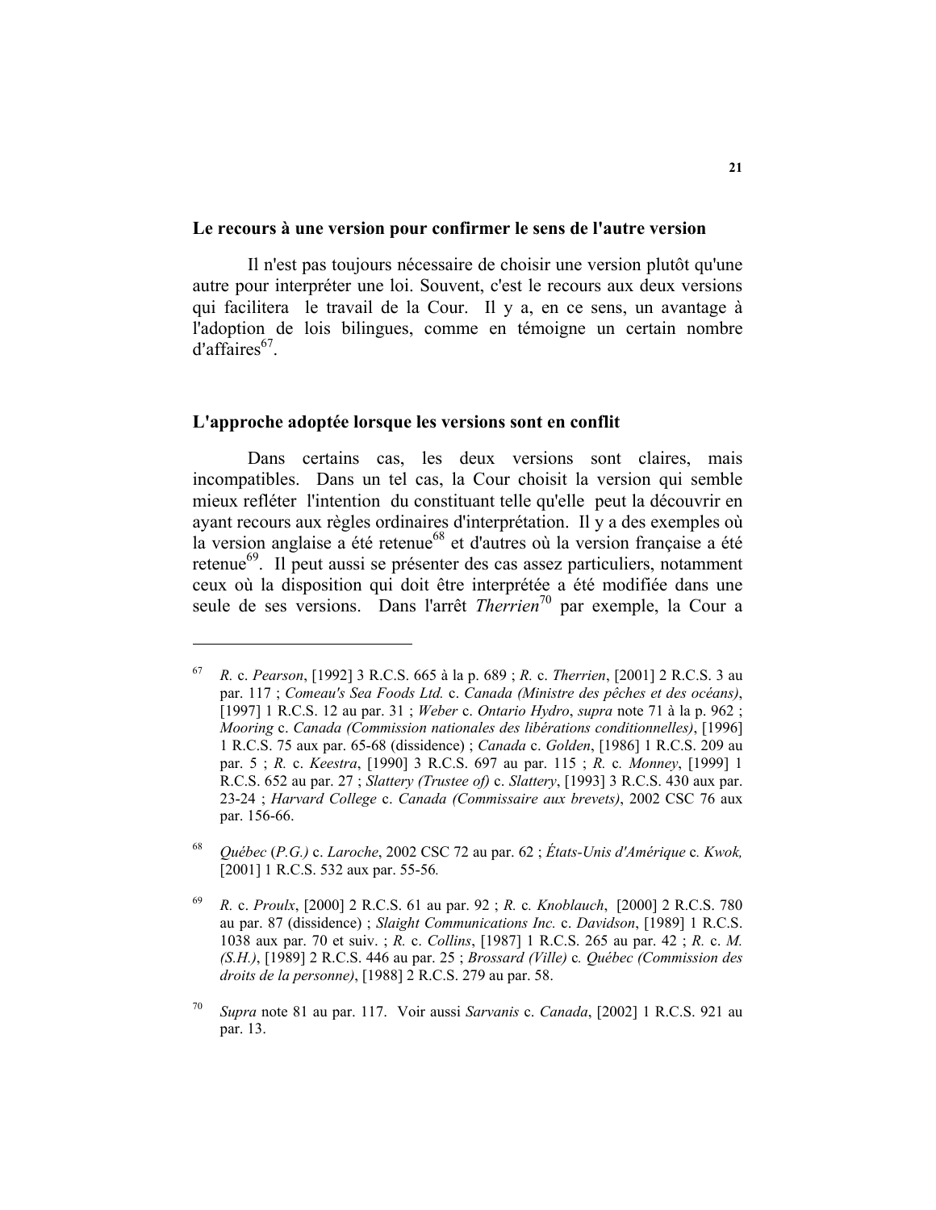## Le recours à une version pour confirmer le sens de l'autre version

Il n'est pas toujours nécessaire de choisir une version plutôt qu'une autre pour interpréter une loi. Souvent, c'est le recours aux deux versions qui facilitera le travail de la Cour. Il y a, en ce sens, un avantage à l'adoption de lois bilingues, comme en témoigne un certain nombre d'affaires[67].

## L'approche adoptée lorsque les versions sont en conflit

Dans certains cas, les deux versions sont claires, mais incompatibles. Dans un tel cas, la Cour choisit la version qui semble mieux refléter l'intention du constituant telle qu'elle peut la découvrir en ayant recours aux règles ordinaires d'interprétation. Il y a des exemples où la version anglaise a été retenue[68] et d'autres où la version française a été retenue[69]. Il peut aussi se présenter des cas assez particuliers, notamment ceux où la disposition qui doit être interprétée a été modifiée dans une seule de ses versions. Dans l'arrêt *Therrien*[70] par exemple, la Cour a

---

[67] *R.* c. *Pearson*, [1992] 3 R.C.S. 665 à la p. 689 ; *R.* c. *Therrien*, [2001] 2 R.C.S. 3 au par. 117 ; *Comeau's Sea Foods Ltd.* c. *Canada (Ministre des pêches et des océans)*, [1997] 1 R.C.S. 12 au par. 31 ; *Weber* c. *Ontario Hydro*, *supra* note 71 à la p. 962 ; *Mooring* c. *Canada (Commission nationales des libérations conditionnelles)*, [1996] 1 R.C.S. 75 aux par. 65-68 (dissidence) ; *Canada* c. *Golden*, [1986] 1 R.C.S. 209 au par. 5 ; *R.* c. *Keestra*, [1990] 3 R.C.S. 697 au par. 115 ; *R.* c*. Monney*, [1999] 1 R.C.S. 652 au par. 27 ; *Slattery (Trustee of)* c. *Slattery*, [1993] 3 R.C.S. 430 aux par. 23-24 ; *Harvard College* c. *Canada (Commissaire aux brevets)*, 2002 CSC 76 aux par. 156-66.

[68] *Québec* (*P.G.)* c. *Laroche*, 2002 CSC 72 au par. 62 ; *États-Unis d'Amérique* c. *Kwok,* [2001] 1 R.C.S. 532 aux par. 55-56*.*

[69] *R.* c. *Proulx*, [2000] 2 R.C.S. 61 au par. 92 ; *R.* c*. Knoblauch*, [2000] 2 R.C.S. 780 au par. 87 (dissidence) ; *Slaight Communications Inc.* c. *Davidson*, [1989] 1 R.C.S. 1038 aux par. 70 et suiv. ; *R.* c. *Collins*, [1987] 1 R.C.S. 265 au par. 42 ; *R.* c. *M. (S.H.)*, [1989] 2 R.C.S. 446 au par. 25 ; *Brossard (Ville)* c*. Québec (Commission des droits de la personne)*, [1988] 2 R.C.S. 279 au par. 58.

[70] *Supra* note 81 au par. 117. Voir aussi *Sarvanis* c. *Canada*, [2002] 1 R.C.S. 921 au par. 13.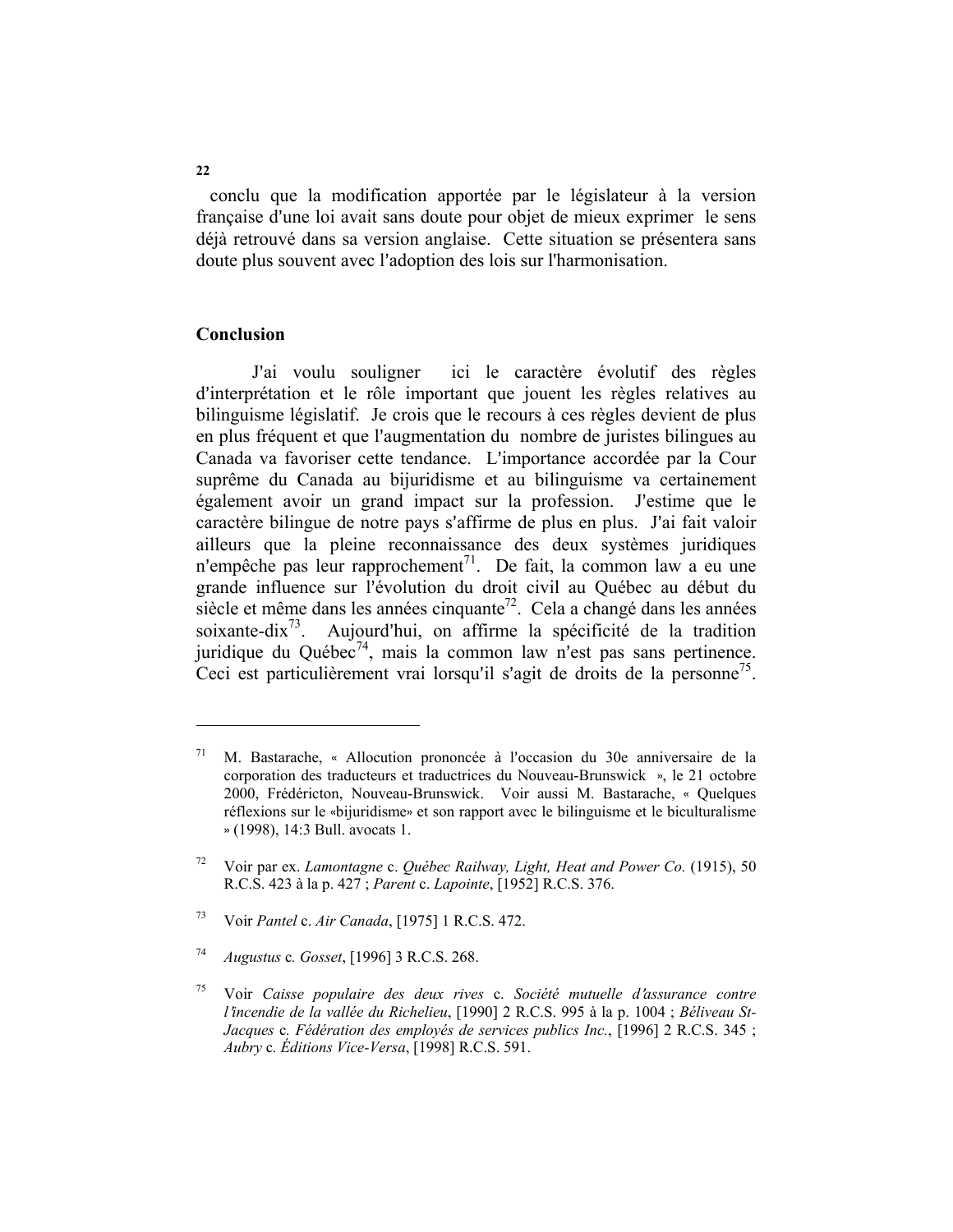conclu que la modification apportée par le législateur à la version française d'une loi avait sans doute pour objet de mieux exprimer le sens déjà retrouvé dans sa version anglaise. Cette situation se présentera sans doute plus souvent avec l'adoption des lois sur l'harmonisation.

## Conclusion

J'ai voulu souligner ici le caractère évolutif des règles d'interprétation et le rôle important que jouent les règles relatives au bilinguisme législatif. Je crois que le recours à ces règles devient de plus en plus fréquent et que l'augmentation du nombre de juristes bilingues au Canada va favoriser cette tendance. L'importance accordée par la Cour suprême du Canada au bijuridisme et au bilinguisme va certainement également avoir un grand impact sur la profession. J'estime que le caractère bilingue de notre pays s'affirme de plus en plus. J'ai fait valoir ailleurs que la pleine reconnaissance des deux systèmes juridiques n'empêche pas leur rapprochement[71]. De fait, la common law a eu une grande influence sur l'évolution du droit civil au Québec au début du siècle et même dans les années cinquante[72]. Cela a changé dans les années soixante-dix[73]. Aujourd'hui, on affirme la spécificité de la tradition juridique du Québec[74], mais la common law n'est pas sans pertinence. Ceci est particulièrement vrai lorsqu'il s'agit de droits de la personne[75].

---

[71] M. Bastarache, « Allocution prononcée à l'occasion du 30e anniversaire de la corporation des traducteurs et traductrices du Nouveau-Brunswick », le 21 octobre 2000, Frédéricton, Nouveau-Brunswick. Voir aussi M. Bastarache, « Quelques réflexions sur le «bijuridisme» et son rapport avec le bilinguisme et le biculturalisme » (1998), 14:3 Bull. avocats 1.

[72] Voir par ex. *Lamontagne* c. *Québec Railway, Light, Heat and Power Co.* (1915), 50 R.C.S. 423 à la p. 427 ; *Parent* c. *Lapointe*, [1952] R.C.S. 376.

[73] Voir *Pantel* c. *Air Canada*, [1975] 1 R.C.S. 472.

[74] *Augustus* c. *Gosset*, [1996] 3 R.C.S. 268.

[75] Voir *Caisse populaire des deux rives* c. *Société mutuelle d'assurance contre l'incendie de la vallée du Richelieu*, [1990] 2 R.C.S. 995 à la p. 1004 ; *Béliveau St-Jacques* c. *Fédération des employés de services publics Inc.*, [1996] 2 R.C.S. 345 ; *Aubry* c. *Éditions Vice-Versa*, [1998] R.C.S. 591.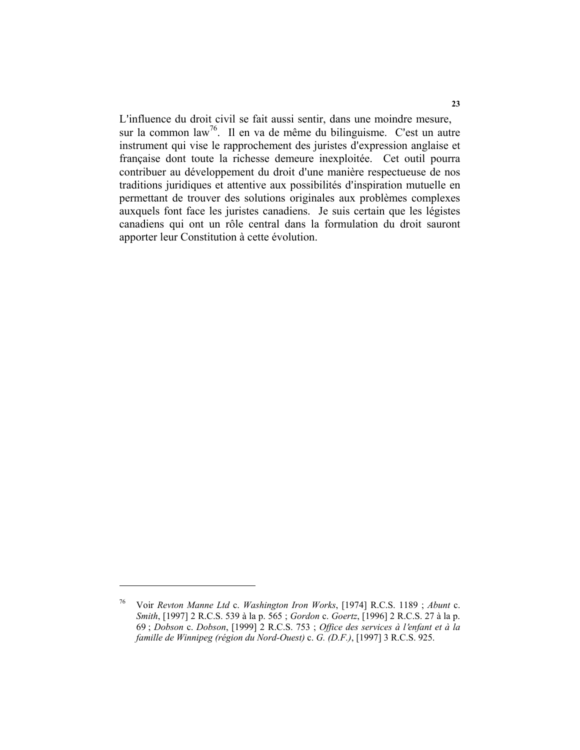L'influence du droit civil se fait aussi sentir, dans une moindre mesure, sur la common law[76]. Il en va de même du bilinguisme. C'est un autre instrument qui vise le rapprochement des juristes d'expression anglaise et française dont toute la richesse demeure inexploitée. Cet outil pourra contribuer au développement du droit d'une manière respectueuse de nos traditions juridiques et attentive aux possibilités d'inspiration mutuelle en permettant de trouver des solutions originales aux problèmes complexes auxquels font face les juristes canadiens. Je suis certain que les légistes canadiens qui ont un rôle central dans la formulation du droit sauront apporter leur Constitution à cette évolution.

---

[76] Voir *Revton Manne Ltd* c. *Washington Iron Works*, [1974] R.C.S. 1189 ; *Abunt* c. *Smith*, [1997] 2 R.C.S. 539 à la p. 565 ; *Gordon* c. *Goertz*, [1996] 2 R.C.S. 27 à la p. 69 ; *Dobson* c. *Dobson*, [1999] 2 R.C.S. 753 ; *Office des services à l'enfant et à la famille de Winnipeg (région du Nord-Ouest)* c. *G. (D.F.)*, [1997] 3 R.C.S. 925.